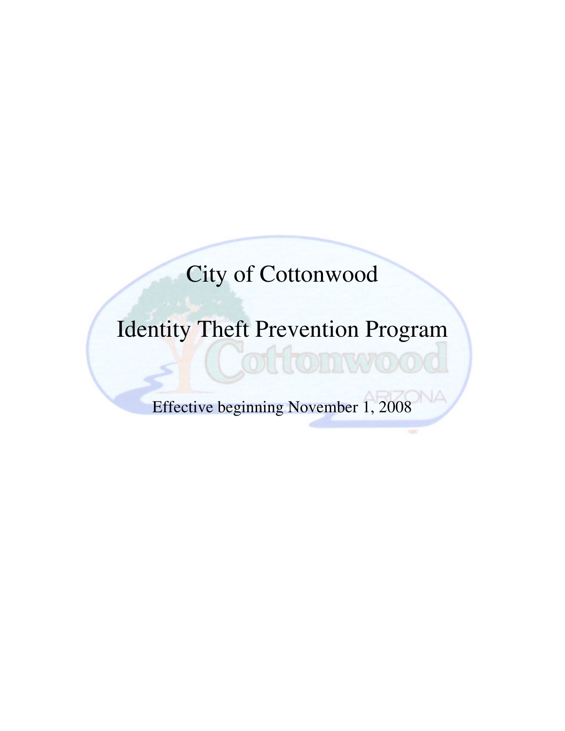# City of Cottonwood

# Identity Theft Prevention Program

Effective beginning November 1, 2008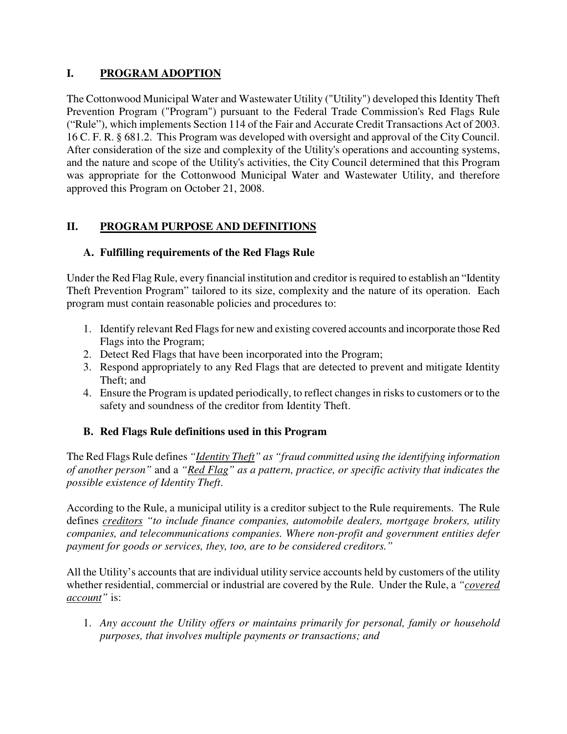## I. PROGRAM ADOPTION

The Cottonwood Municipal Water and Wastewater Utility ("Utility") developed this Identity Theft Prevention Program ("Program") pursuant to the Federal Trade Commission's Red Flags Rule ("Rule"), which implements Section 114 of the Fair and Accurate Credit Transactions Act of 2003. 16 C. F. R. § 681.2. This Program was developed with oversight and approval of the City Council. After consideration of the size and complexity of the Utility's operations and accounting systems, and the nature and scope of the Utility's activities, the City Council determined that this Program was appropriate for the Cottonwood Municipal Water and Wastewater Utility, and therefore approved this Program on October 21, 2008.

## II. PROGRAM PURPOSE AND DEFINITIONS

### A. Fulfilling requirements of the Red Flags Rule

Under the Red Flag Rule, every financial institution and creditor is required to establish an "Identity Theft Prevention Program" tailored to its size, complexity and the nature of its operation. Each program must contain reasonable policies and procedures to:

1. Identify relevant Red Flags for new and existing covered accounts and incorporate those Red Flags into the Program;
2. Detect Red Flags that have been incorporated into the Program;
3. Respond appropriately to any Red Flags that are detected to prevent and mitigate Identity Theft; and
4. Ensure the Program is updated periodically, to reflect changes in risks to customers or to the safety and soundness of the creditor from Identity Theft.

### B. Red Flags Rule definitions used in this Program

The Red Flags Rule defines *"Identity Theft" as "fraud committed using the identifying information of another person"* and a *"Red Flag" as a pattern, practice, or specific activity that indicates the possible existence of Identity Theft.*

According to the Rule, a municipal utility is a creditor subject to the Rule requirements. The Rule defines *creditors "to include finance companies, automobile dealers, mortgage brokers, utility companies, and telecommunications companies. Where non-profit and government entities defer payment for goods or services, they, too, are to be considered creditors."*

All the Utility's accounts that are individual utility service accounts held by customers of the utility whether residential, commercial or industrial are covered by the Rule. Under the Rule, a *"covered account"* is:

1. *Any account the Utility offers or maintains primarily for personal, family or household purposes, that involves multiple payments or transactions; and*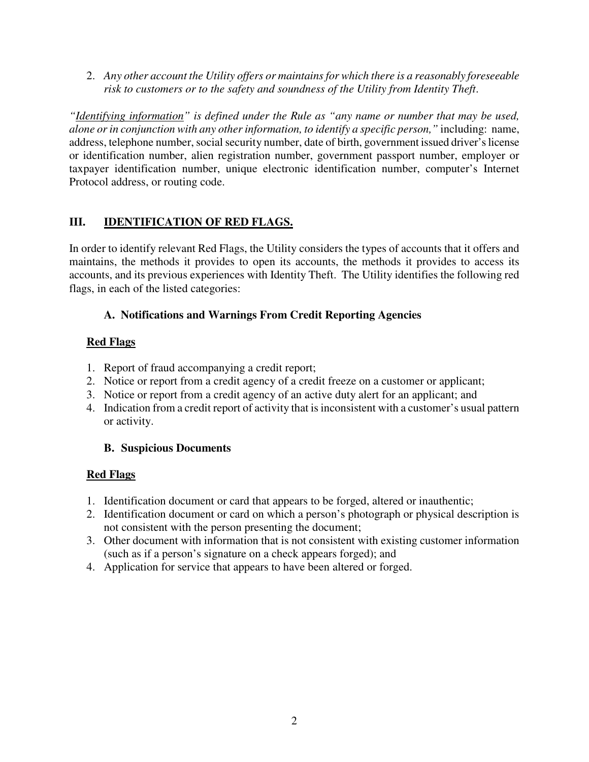2. *Any other account the Utility offers or maintains for which there is a reasonably foreseeable risk to customers or to the safety and soundness of the Utility from Identity Theft.*

*"Identifying information" is defined under the Rule as "any name or number that may be used, alone or in conjunction with any other information, to identify a specific person,"* including: name, address, telephone number, social security number, date of birth, government issued driver's license or identification number, alien registration number, government passport number, employer or taxpayer identification number, unique electronic identification number, computer's Internet Protocol address, or routing code.

## III. IDENTIFICATION OF RED FLAGS.

In order to identify relevant Red Flags, the Utility considers the types of accounts that it offers and maintains, the methods it provides to open its accounts, the methods it provides to access its accounts, and its previous experiences with Identity Theft. The Utility identifies the following red flags, in each of the listed categories:

### A. Notifications and Warnings From Credit Reporting Agencies

**Red Flags**

1. Report of fraud accompanying a credit report;
2. Notice or report from a credit agency of a credit freeze on a customer or applicant;
3. Notice or report from a credit agency of an active duty alert for an applicant; and
4. Indication from a credit report of activity that is inconsistent with a customer's usual pattern or activity.

### B. Suspicious Documents

**Red Flags**

1. Identification document or card that appears to be forged, altered or inauthentic;
2. Identification document or card on which a person's photograph or physical description is not consistent with the person presenting the document;
3. Other document with information that is not consistent with existing customer information (such as if a person's signature on a check appears forged); and
4. Application for service that appears to have been altered or forged.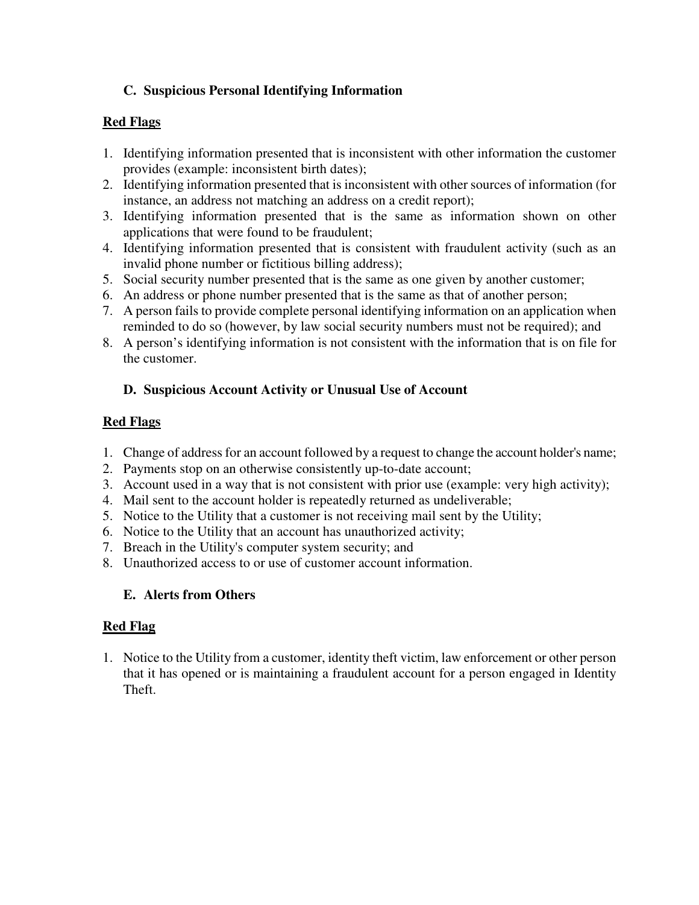### C. Suspicious Personal Identifying Information

**Red Flags**

1. Identifying information presented that is inconsistent with other information the customer provides (example: inconsistent birth dates);
2. Identifying information presented that is inconsistent with other sources of information (for instance, an address not matching an address on a credit report);
3. Identifying information presented that is the same as information shown on other applications that were found to be fraudulent;
4. Identifying information presented that is consistent with fraudulent activity (such as an invalid phone number or fictitious billing address);
5. Social security number presented that is the same as one given by another customer;
6. An address or phone number presented that is the same as that of another person;
7. A person fails to provide complete personal identifying information on an application when reminded to do so (however, by law social security numbers must not be required); and
8. A person's identifying information is not consistent with the information that is on file for the customer.

### D. Suspicious Account Activity or Unusual Use of Account

**Red Flags**

1. Change of address for an account followed by a request to change the account holder's name;
2. Payments stop on an otherwise consistently up-to-date account;
3. Account used in a way that is not consistent with prior use (example: very high activity);
4. Mail sent to the account holder is repeatedly returned as undeliverable;
5. Notice to the Utility that a customer is not receiving mail sent by the Utility;
6. Notice to the Utility that an account has unauthorized activity;
7. Breach in the Utility's computer system security; and
8. Unauthorized access to or use of customer account information.

### E. Alerts from Others

**Red Flag**

1. Notice to the Utility from a customer, identity theft victim, law enforcement or other person that it has opened or is maintaining a fraudulent account for a person engaged in Identity Theft.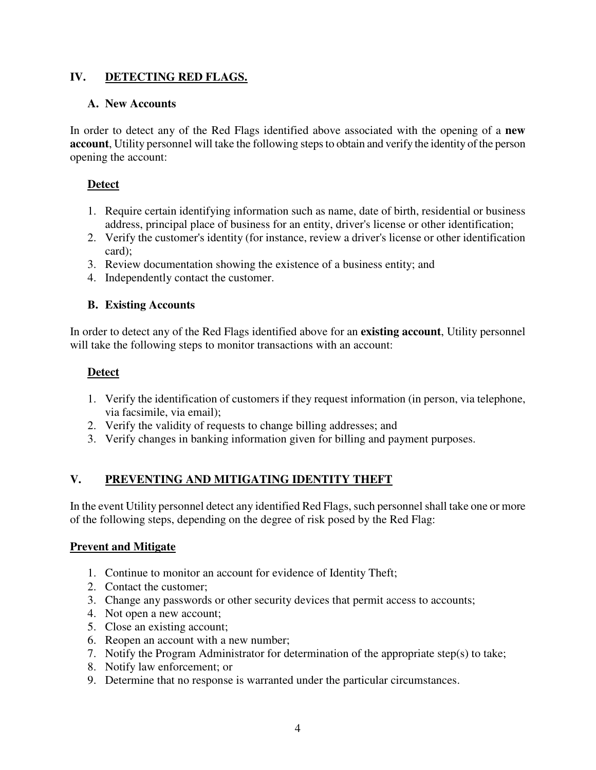## IV. DETECTING RED FLAGS.

### A. New Accounts

In order to detect any of the Red Flags identified above associated with the opening of a **new account**, Utility personnel will take the following steps to obtain and verify the identity of the person opening the account:

**Detect**

1. Require certain identifying information such as name, date of birth, residential or business address, principal place of business for an entity, driver's license or other identification;
2. Verify the customer's identity (for instance, review a driver's license or other identification card);
3. Review documentation showing the existence of a business entity; and
4. Independently contact the customer.

### B. Existing Accounts

In order to detect any of the Red Flags identified above for an **existing account**, Utility personnel will take the following steps to monitor transactions with an account:

**Detect**

1. Verify the identification of customers if they request information (in person, via telephone, via facsimile, via email);
2. Verify the validity of requests to change billing addresses; and
3. Verify changes in banking information given for billing and payment purposes.

## V. PREVENTING AND MITIGATING IDENTITY THEFT

In the event Utility personnel detect any identified Red Flags, such personnel shall take one or more of the following steps, depending on the degree of risk posed by the Red Flag:

**Prevent and Mitigate**

1. Continue to monitor an account for evidence of Identity Theft;
2. Contact the customer;
3. Change any passwords or other security devices that permit access to accounts;
4. Not open a new account;
5. Close an existing account;
6. Reopen an account with a new number;
7. Notify the Program Administrator for determination of the appropriate step(s) to take;
8. Notify law enforcement; or
9. Determine that no response is warranted under the particular circumstances.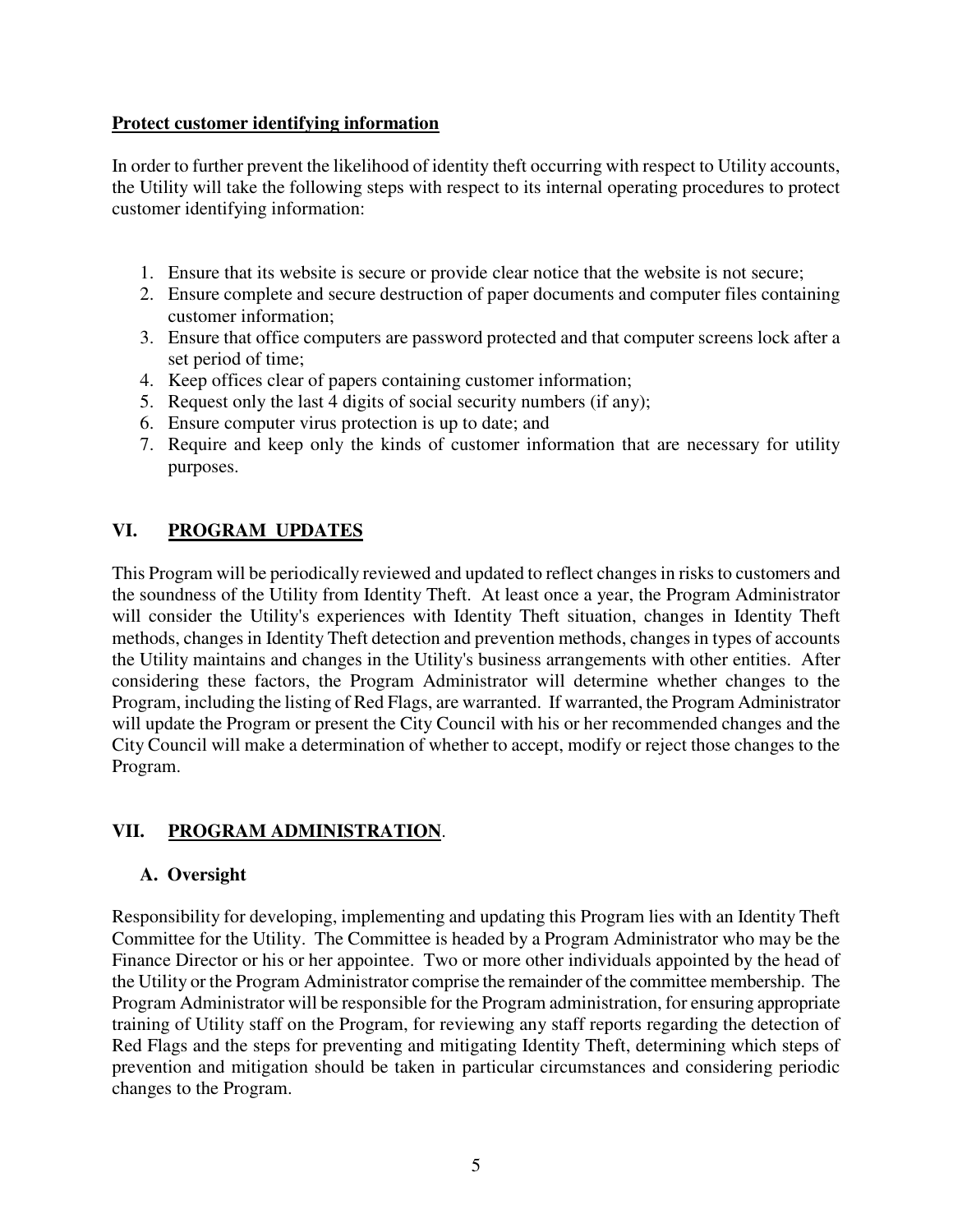**Protect customer identifying information**

In order to further prevent the likelihood of identity theft occurring with respect to Utility accounts, the Utility will take the following steps with respect to its internal operating procedures to protect customer identifying information:

1. Ensure that its website is secure or provide clear notice that the website is not secure;
2. Ensure complete and secure destruction of paper documents and computer files containing customer information;
3. Ensure that office computers are password protected and that computer screens lock after a set period of time;
4. Keep offices clear of papers containing customer information;
5. Request only the last 4 digits of social security numbers (if any);
6. Ensure computer virus protection is up to date; and
7. Require and keep only the kinds of customer information that are necessary for utility purposes.

## VI. PROGRAM UPDATES

This Program will be periodically reviewed and updated to reflect changes in risks to customers and the soundness of the Utility from Identity Theft. At least once a year, the Program Administrator will consider the Utility's experiences with Identity Theft situation, changes in Identity Theft methods, changes in Identity Theft detection and prevention methods, changes in types of accounts the Utility maintains and changes in the Utility's business arrangements with other entities. After considering these factors, the Program Administrator will determine whether changes to the Program, including the listing of Red Flags, are warranted. If warranted, the Program Administrator will update the Program or present the City Council with his or her recommended changes and the City Council will make a determination of whether to accept, modify or reject those changes to the Program.

## VII. PROGRAM ADMINISTRATION.

### A. Oversight

Responsibility for developing, implementing and updating this Program lies with an Identity Theft Committee for the Utility. The Committee is headed by a Program Administrator who may be the Finance Director or his or her appointee. Two or more other individuals appointed by the head of the Utility or the Program Administrator comprise the remainder of the committee membership. The Program Administrator will be responsible for the Program administration, for ensuring appropriate training of Utility staff on the Program, for reviewing any staff reports regarding the detection of Red Flags and the steps for preventing and mitigating Identity Theft, determining which steps of prevention and mitigation should be taken in particular circumstances and considering periodic changes to the Program.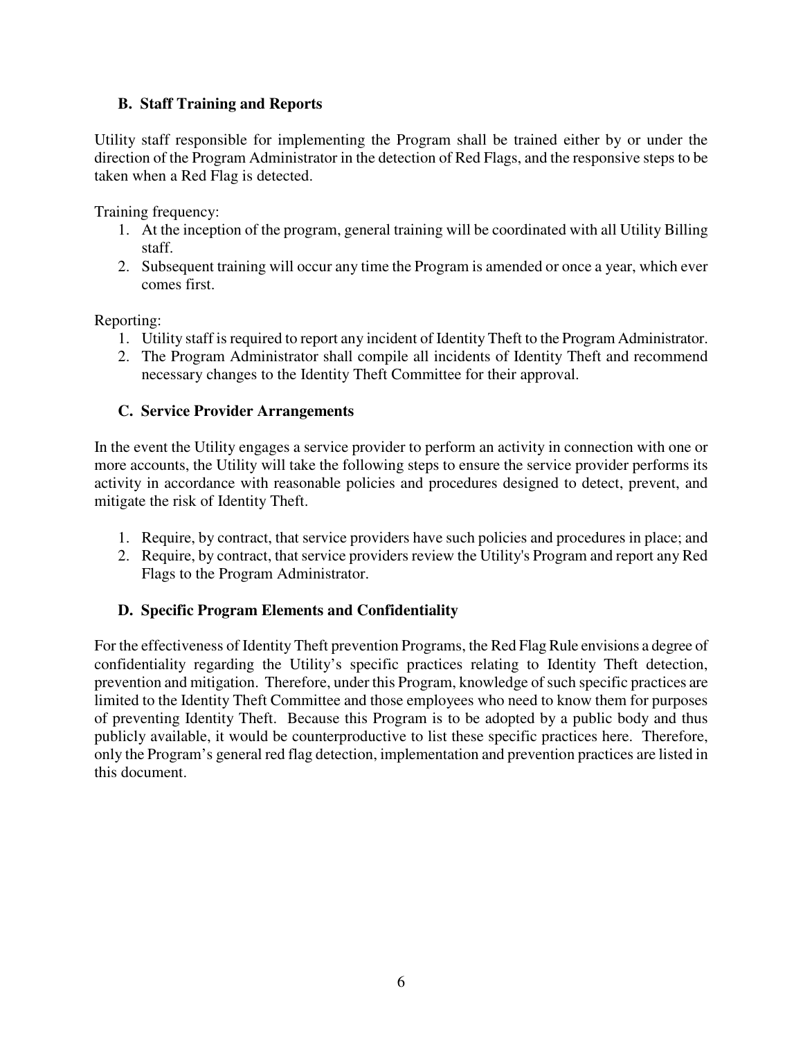### B. Staff Training and Reports

Utility staff responsible for implementing the Program shall be trained either by or under the direction of the Program Administrator in the detection of Red Flags, and the responsive steps to be taken when a Red Flag is detected.

Training frequency:

1. At the inception of the program, general training will be coordinated with all Utility Billing staff.
2. Subsequent training will occur any time the Program is amended or once a year, which ever comes first.

Reporting:

1. Utility staff is required to report any incident of Identity Theft to the Program Administrator.
2. The Program Administrator shall compile all incidents of Identity Theft and recommend necessary changes to the Identity Theft Committee for their approval.

### C. Service Provider Arrangements

In the event the Utility engages a service provider to perform an activity in connection with one or more accounts, the Utility will take the following steps to ensure the service provider performs its activity in accordance with reasonable policies and procedures designed to detect, prevent, and mitigate the risk of Identity Theft.

1. Require, by contract, that service providers have such policies and procedures in place; and
2. Require, by contract, that service providers review the Utility's Program and report any Red Flags to the Program Administrator.

### D. Specific Program Elements and Confidentiality

For the effectiveness of Identity Theft prevention Programs, the Red Flag Rule envisions a degree of confidentiality regarding the Utility's specific practices relating to Identity Theft detection, prevention and mitigation. Therefore, under this Program, knowledge of such specific practices are limited to the Identity Theft Committee and those employees who need to know them for purposes of preventing Identity Theft. Because this Program is to be adopted by a public body and thus publicly available, it would be counterproductive to list these specific practices here. Therefore, only the Program's general red flag detection, implementation and prevention practices are listed in this document.